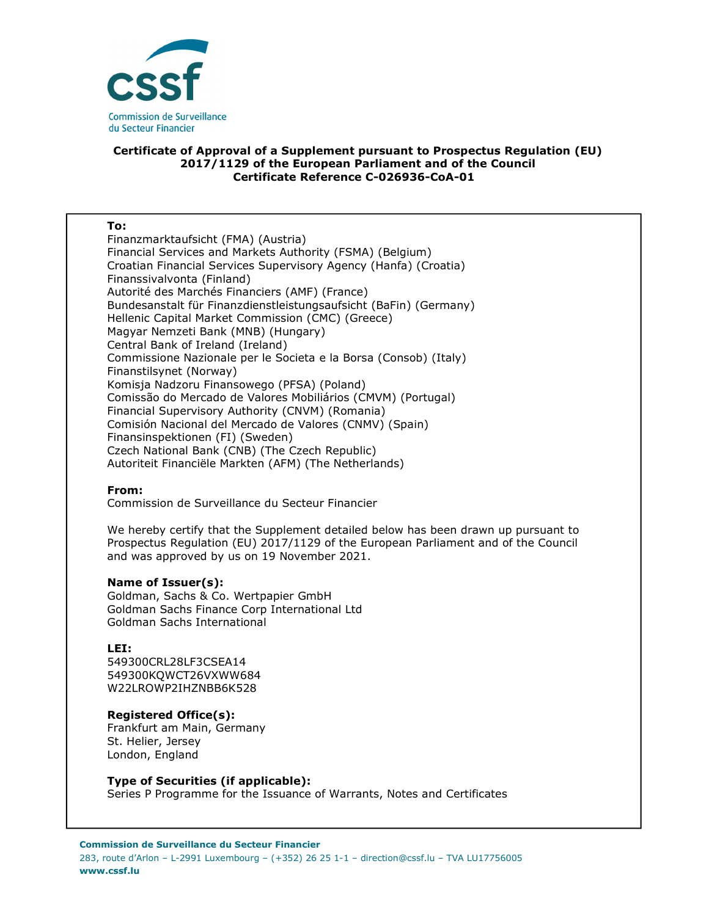# Certificate of Approval of a Supplement pursuant to Prospectus Regulation (EU) 2017/1129 of the European Parliament and of the Council
## Certificate Reference C-026936-CoA-01

**To:**
Finanzmarktaufsicht (FMA) (Austria)
Financial Services and Markets Authority (FSMA) (Belgium)
Croatian Financial Services Supervisory Agency (Hanfa) (Croatia)
Finanssivalvonta (Finland)
Autorité des Marchés Financiers (AMF) (France)
Bundesanstalt für Finanzdienstleistungsaufsicht (BaFin) (Germany)
Hellenic Capital Market Commission (CMC) (Greece)
Magyar Nemzeti Bank (MNB) (Hungary)
Central Bank of Ireland (Ireland)
Commissione Nazionale per le Societa e la Borsa (Consob) (Italy)
Finanstilsynet (Norway)
Komisja Nadzoru Finansowego (PFSA) (Poland)
Comissão do Mercado de Valores Mobiliários (CMVM) (Portugal)
Financial Supervisory Authority (CNVM) (Romania)
Comisión Nacional del Mercado de Valores (CNMV) (Spain)
Finansinspektionen (FI) (Sweden)
Czech National Bank (CNB) (The Czech Republic)
Autoriteit Financiële Markten (AFM) (The Netherlands)

**From:**
Commission de Surveillance du Secteur Financier

We hereby certify that the Supplement detailed below has been drawn up pursuant to Prospectus Regulation (EU) 2017/1129 of the European Parliament and of the Council and was approved by us on 19 November 2021.

**Name of Issuer(s):**
Goldman, Sachs & Co. Wertpapier GmbH
Goldman Sachs Finance Corp International Ltd
Goldman Sachs International

**LEI:**
549300CRL28LF3CSEA14
549300KQWCT26VXWW684
W22LROWP2IHZNBB6K528

**Registered Office(s):**
Frankfurt am Main, Germany
St. Helier, Jersey
London, England

**Type of Securities (if applicable):**
Series P Programme for the Issuance of Warrants, Notes and Certificates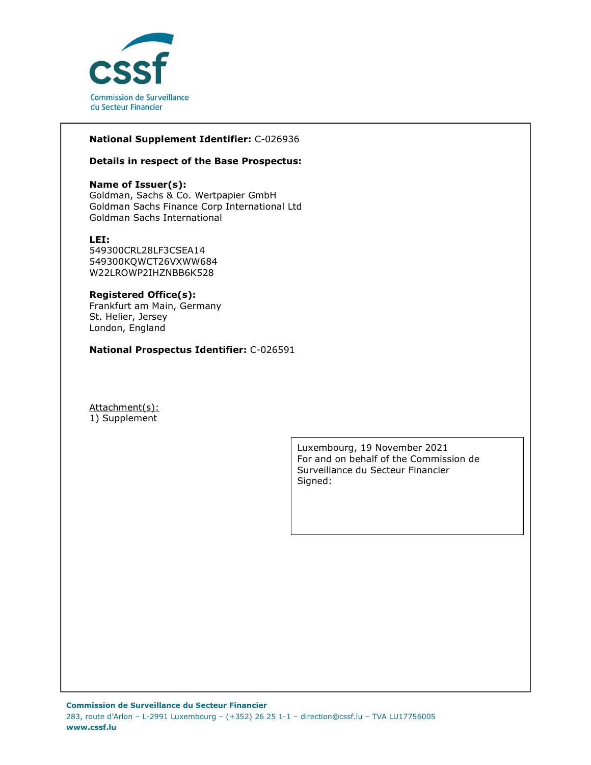**National Supplement Identifier:** C-026936

**Details in respect of the Base Prospectus:**

**Name of Issuer(s):**
Goldman, Sachs & Co. Wertpapier GmbH
Goldman Sachs Finance Corp International Ltd
Goldman Sachs International

**LEI:**
549300CRL28LF3CSEA14
549300KQWCT26VXWW684
W22LROWP2IHZNBB6K528

**Registered Office(s):**
Frankfurt am Main, Germany
St. Helier, Jersey
London, England

**National Prospectus Identifier:** C-026591

Attachment(s):
1) Supplement

Luxembourg, 19 November 2021
For and on behalf of the Commission de Surveillance du Secteur Financier
Signed:

**Commission de Surveillance du Secteur Financier**
283, route d'Arlon – L-2991 Luxembourg – (+352) 26 25 1-1 – direction@cssf.lu – TVA LU17756005
**www.cssf.lu**